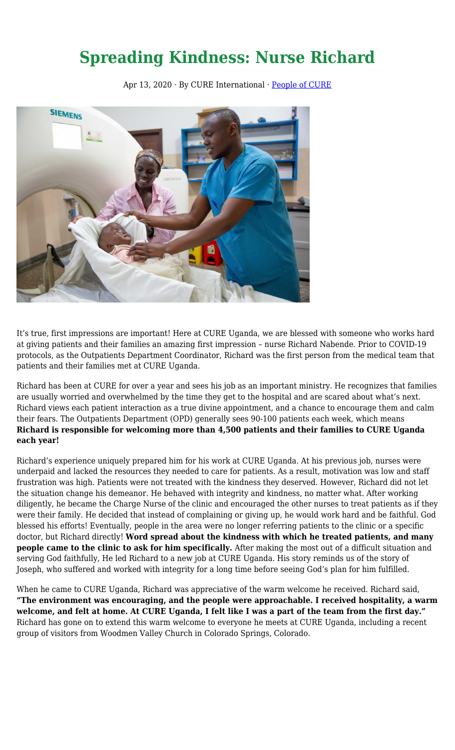# Spreading Kindness: Nurse Richard

Apr 13, 2020 · By CURE International · People of CURE

It's true, first impressions are important! Here at CURE Uganda, we are blessed with someone who works hard at giving patients and their families an amazing first impression – nurse Richard Nabende. Prior to COVID-19 protocols, as the Outpatients Department Coordinator, Richard was the first person from the medical team that patients and their families met at CURE Uganda.

Richard has been at CURE for over a year and sees his job as an important ministry. He recognizes that families are usually worried and overwhelmed by the time they get to the hospital and are scared about what's next. Richard views each patient interaction as a true divine appointment, and a chance to encourage them and calm their fears. The Outpatients Department (OPD) generally sees 90-100 patients each week, which means **Richard is responsible for welcoming more than 4,500 patients and their families to CURE Uganda each year!**

Richard's experience uniquely prepared him for his work at CURE Uganda. At his previous job, nurses were underpaid and lacked the resources they needed to care for patients. As a result, motivation was low and staff frustration was high. Patients were not treated with the kindness they deserved. However, Richard did not let the situation change his demeanor. He behaved with integrity and kindness, no matter what. After working diligently, he became the Charge Nurse of the clinic and encouraged the other nurses to treat patients as if they were their family. He decided that instead of complaining or giving up, he would work hard and be faithful. God blessed his efforts! Eventually, people in the area were no longer referring patients to the clinic or a specific doctor, but Richard directly! **Word spread about the kindness with which he treated patients, and many people came to the clinic to ask for him specifically.** After making the most out of a difficult situation and serving God faithfully, He led Richard to a new job at CURE Uganda. His story reminds us of the story of Joseph, who suffered and worked with integrity for a long time before seeing God's plan for him fulfilled.

When he came to CURE Uganda, Richard was appreciative of the warm welcome he received. Richard said, **"The environment was encouraging, and the people were approachable. I received hospitality, a warm welcome, and felt at home. At CURE Uganda, I felt like I was a part of the team from the first day."** Richard has gone on to extend this warm welcome to everyone he meets at CURE Uganda, including a recent group of visitors from Woodmen Valley Church in Colorado Springs, Colorado.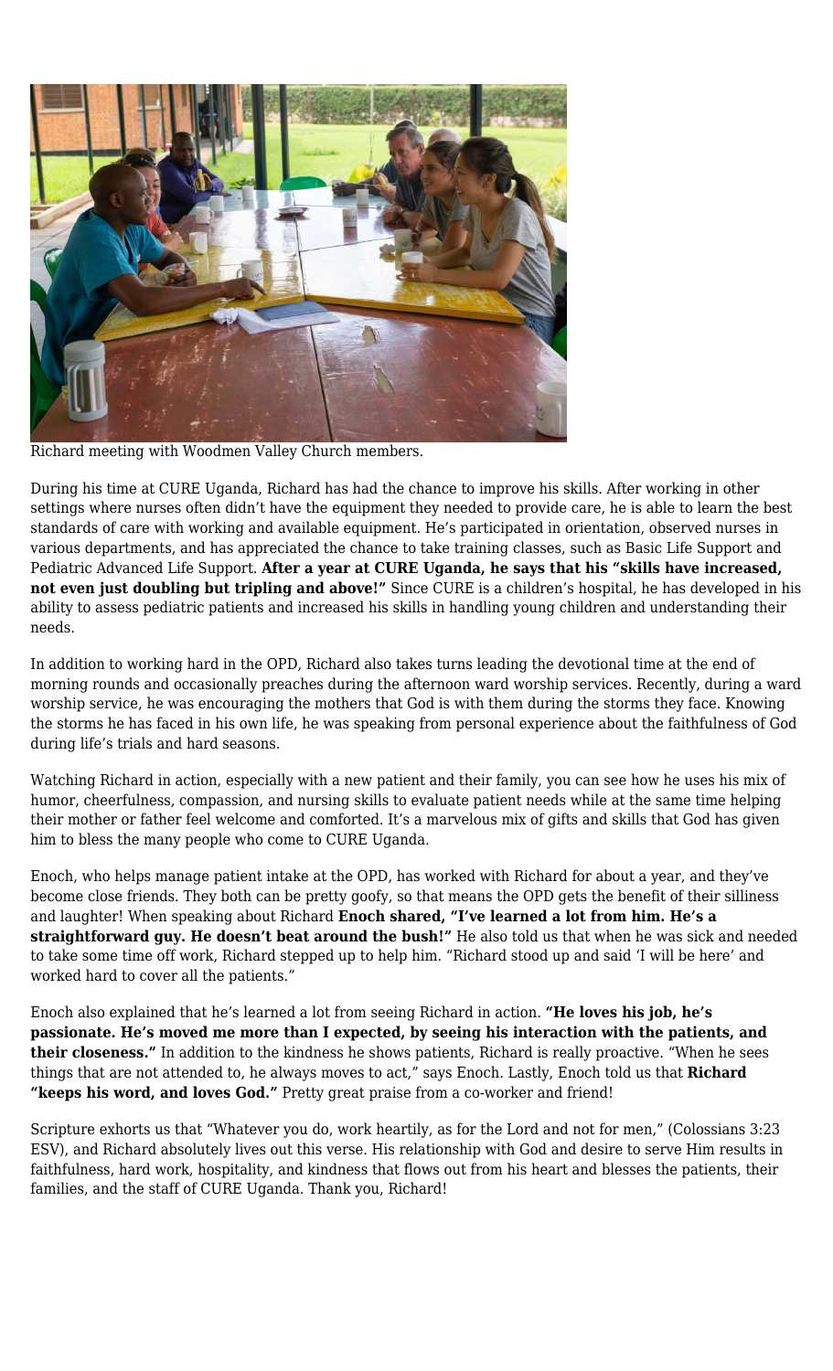Richard meeting with Woodmen Valley Church members.

During his time at CURE Uganda, Richard has had the chance to improve his skills. After working in other settings where nurses often didn't have the equipment they needed to provide care, he is able to learn the best standards of care with working and available equipment. He's participated in orientation, observed nurses in various departments, and has appreciated the chance to take training classes, such as Basic Life Support and Pediatric Advanced Life Support. **After a year at CURE Uganda, he says that his "skills have increased, not even just doubling but tripling and above!"** Since CURE is a children's hospital, he has developed in his ability to assess pediatric patients and increased his skills in handling young children and understanding their needs.

In addition to working hard in the OPD, Richard also takes turns leading the devotional time at the end of morning rounds and occasionally preaches during the afternoon ward worship services. Recently, during a ward worship service, he was encouraging the mothers that God is with them during the storms they face. Knowing the storms he has faced in his own life, he was speaking from personal experience about the faithfulness of God during life's trials and hard seasons.

Watching Richard in action, especially with a new patient and their family, you can see how he uses his mix of humor, cheerfulness, compassion, and nursing skills to evaluate patient needs while at the same time helping their mother or father feel welcome and comforted. It's a marvelous mix of gifts and skills that God has given him to bless the many people who come to CURE Uganda.

Enoch, who helps manage patient intake at the OPD, has worked with Richard for about a year, and they've become close friends. They both can be pretty goofy, so that means the OPD gets the benefit of their silliness and laughter! When speaking about Richard **Enoch shared, "I've learned a lot from him. He's a straightforward guy. He doesn't beat around the bush!"** He also told us that when he was sick and needed to take some time off work, Richard stepped up to help him. "Richard stood up and said 'I will be here' and worked hard to cover all the patients."

Enoch also explained that he's learned a lot from seeing Richard in action. **"He loves his job, he's passionate. He's moved me more than I expected, by seeing his interaction with the patients, and their closeness."** In addition to the kindness he shows patients, Richard is really proactive. "When he sees things that are not attended to, he always moves to act," says Enoch. Lastly, Enoch told us that **Richard "keeps his word, and loves God."** Pretty great praise from a co-worker and friend!

Scripture exhorts us that "Whatever you do, work heartily, as for the Lord and not for men," (Colossians 3:23 ESV), and Richard absolutely lives out this verse. His relationship with God and desire to serve Him results in faithfulness, hard work, hospitality, and kindness that flows out from his heart and blesses the patients, their families, and the staff of CURE Uganda. Thank you, Richard!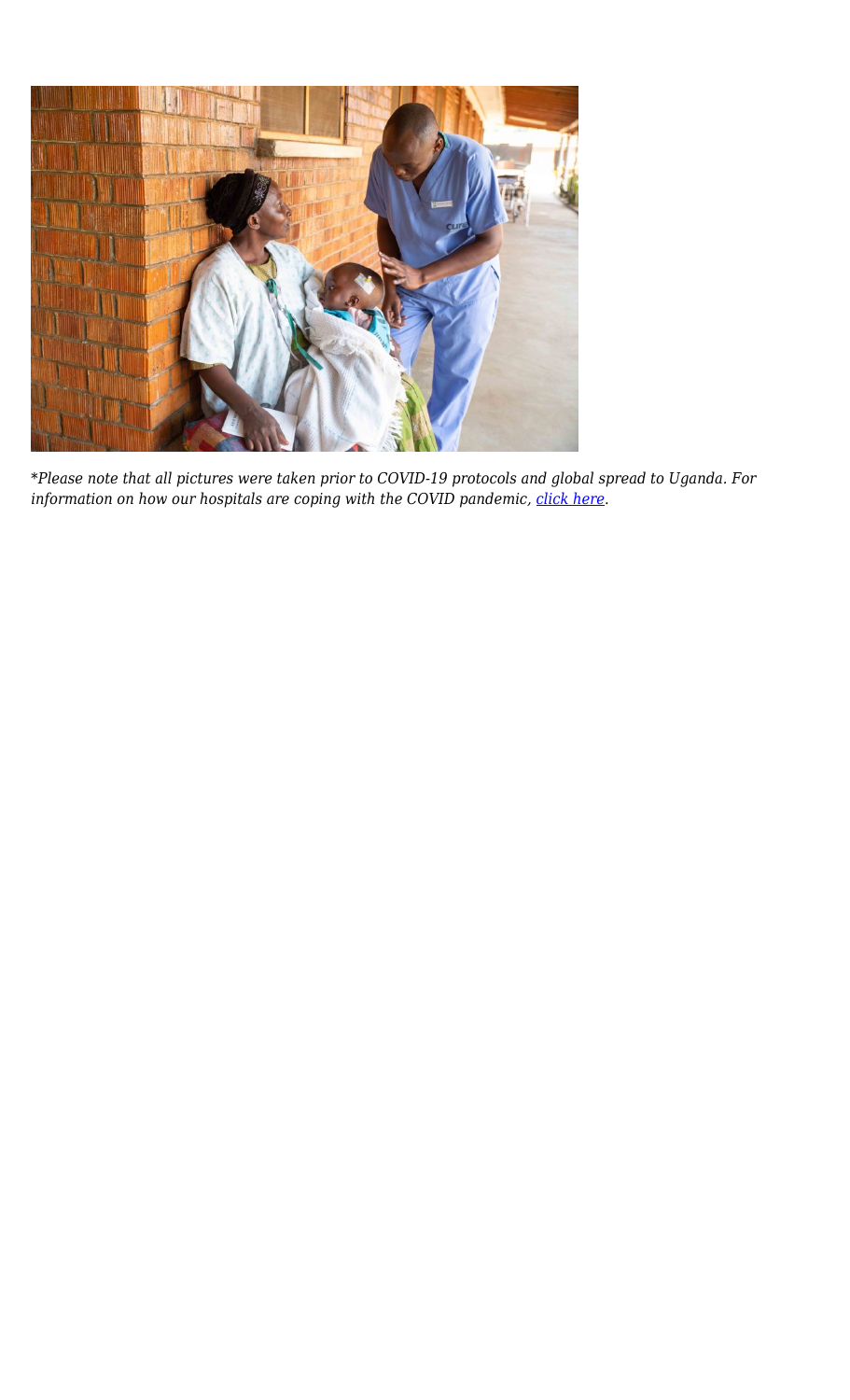*\*Please note that all pictures were taken prior to COVID-19 protocols and global spread to Uganda. For information on how our hospitals are coping with the COVID pandemic, [click here](#).*